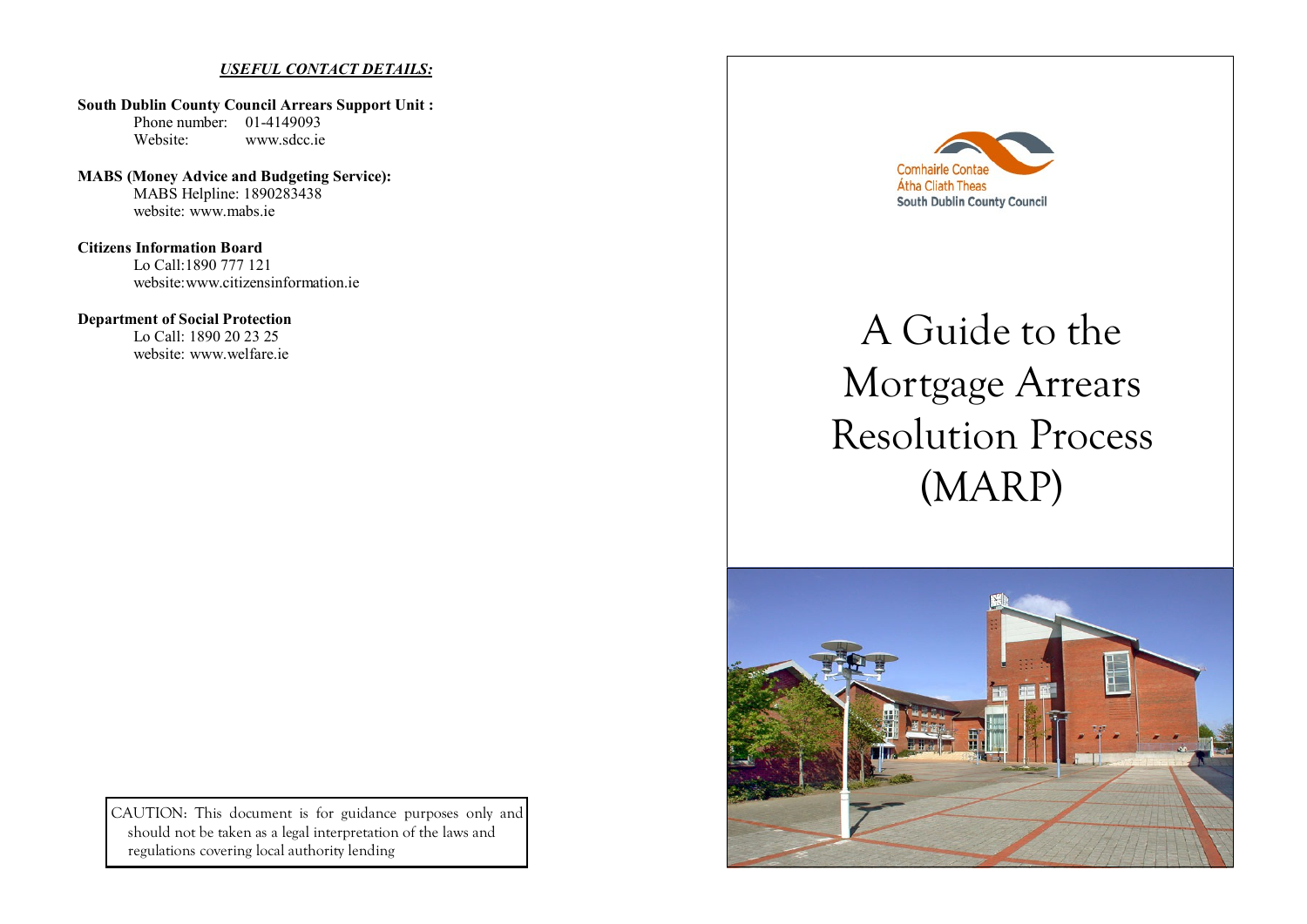***USEFUL CONTACT DETAILS:***

**South Dublin County Council Arrears Support Unit :**

Phone number: 01-4149093
Website: www.sdcc.ie

**MABS (Money Advice and Budgeting Service):**

MABS Helpline: 1890283438
website: www.mabs.ie

**Citizens Information Board**

Lo Call:1890 777 121
website:www.citizensinformation.ie

**Department of Social Protection**

Lo Call: 1890 20 23 25
website: www.welfare.ie

CAUTION: This document is for guidance purposes only and should not be taken as a legal interpretation of the laws and regulations covering local authority lending

Comhairle Contae Átha Cliath Theas
South Dublin County Council

# A Guide to the Mortgage Arrears Resolution Process (MARP)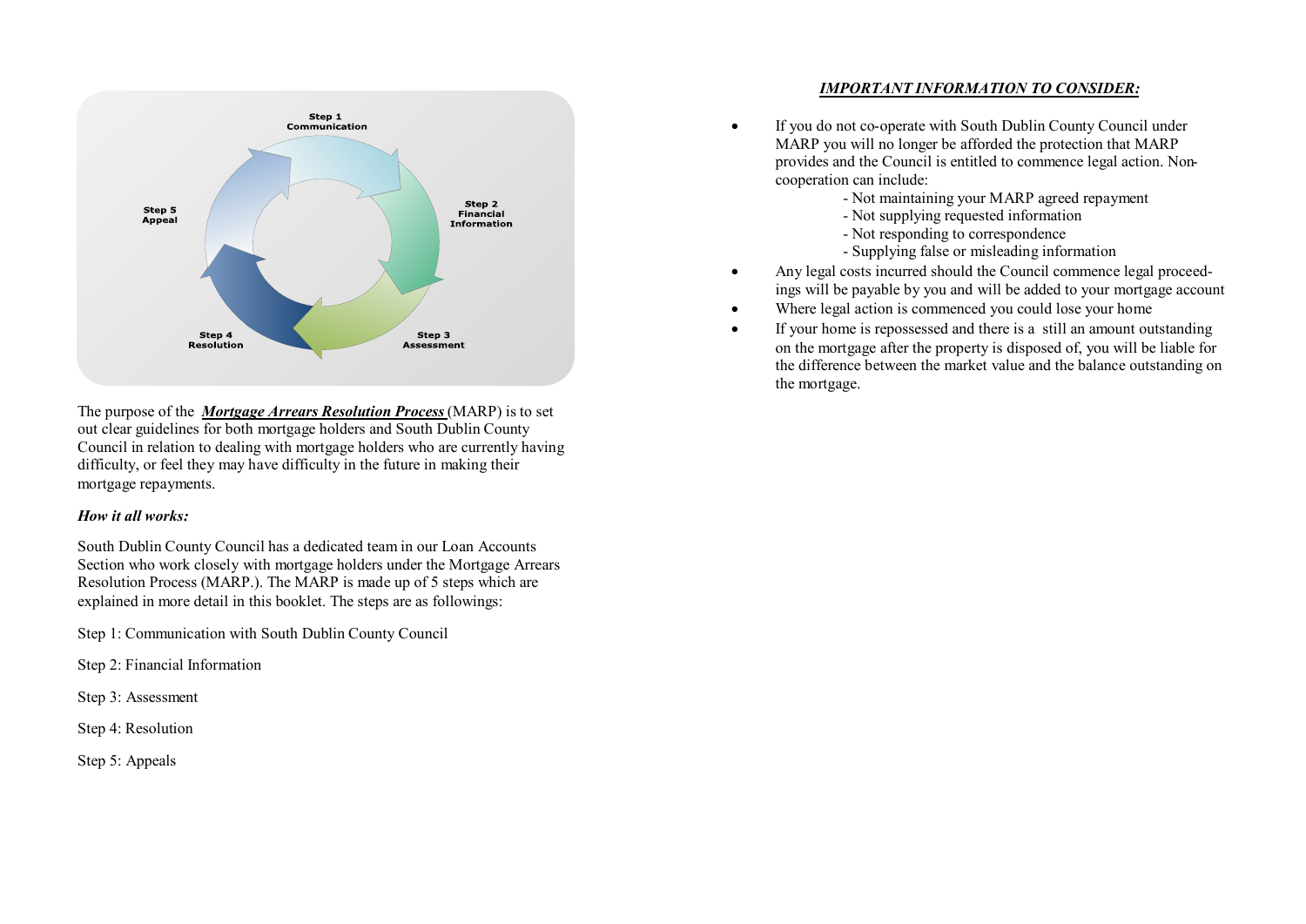Step 1
Communication

Step 2
Financial
Information

Step 3
Assessment

Step 4
Resolution

Step 5
Appeal

The purpose of the ***Mortgage Arrears Resolution Process*** (MARP) is to set out clear guidelines for both mortgage holders and South Dublin County Council in relation to dealing with mortgage holders who are currently having difficulty, or feel they may have difficulty in the future in making their mortgage repayments.

***How it all works:***

South Dublin County Council has a dedicated team in our Loan Accounts Section who work closely with mortgage holders under the Mortgage Arrears Resolution Process (MARP.). The MARP is made up of 5 steps which are explained in more detail in this booklet. The steps are as followings:

Step 1: Communication with South Dublin County Council

Step 2: Financial Information

Step 3: Assessment

Step 4: Resolution

Step 5: Appeals

## *IMPORTANT INFORMATION TO CONSIDER:*

- If you do not co-operate with South Dublin County Council under MARP you will no longer be afforded the protection that MARP provides and the Council is entitled to commence legal action. Non-cooperation can include:
  - Not maintaining your MARP agreed repayment
  - Not supplying requested information
  - Not responding to correspondence
  - Supplying false or misleading information
- Any legal costs incurred should the Council commence legal proceedings will be payable by you and will be added to your mortgage account
- Where legal action is commenced you could lose your home
- If your home is repossessed and there is a still an amount outstanding on the mortgage after the property is disposed of, you will be liable for the difference between the market value and the balance outstanding on the mortgage.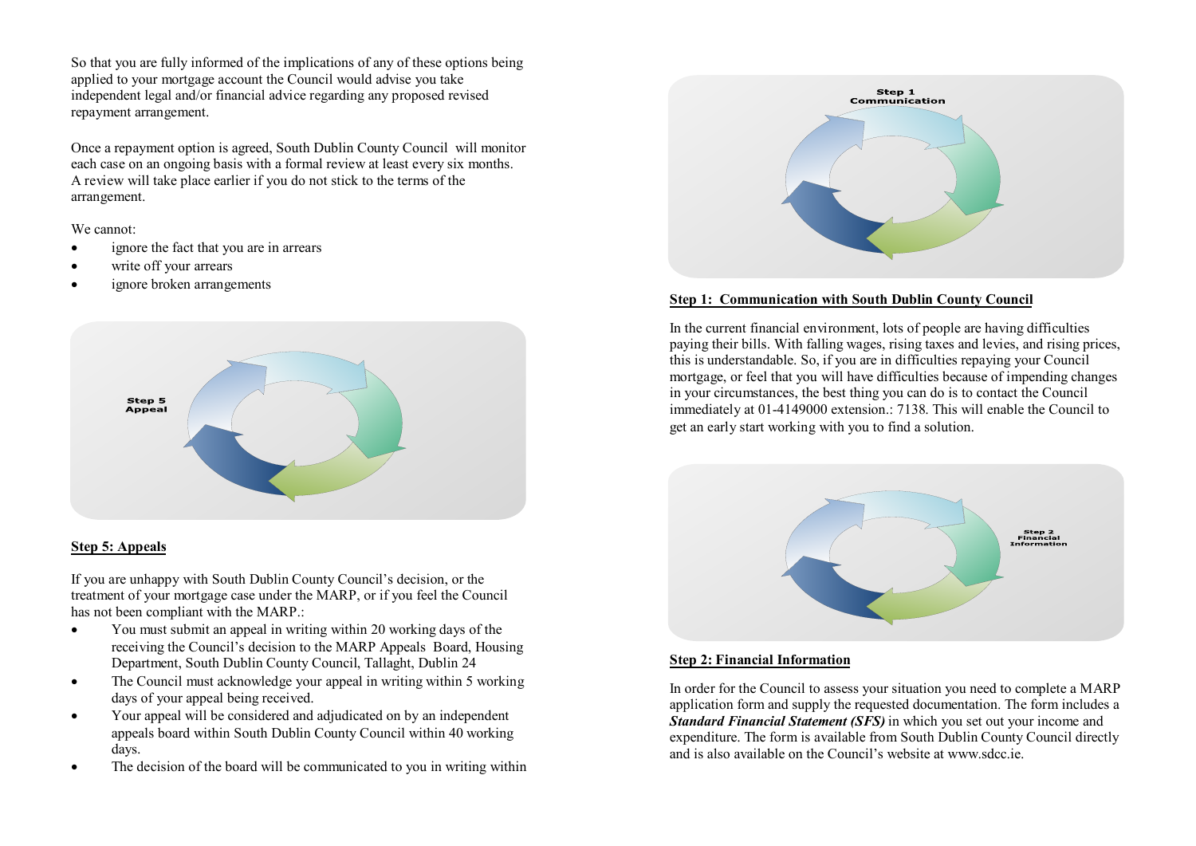So that you are fully informed of the implications of any of these options being applied to your mortgage account the Council would advise you take independent legal and/or financial advice regarding any proposed revised repayment arrangement.

Once a repayment option is agreed, South Dublin County Council will monitor each case on an ongoing basis with a formal review at least every six months. A review will take place earlier if you do not stick to the terms of the arrangement.

We cannot:

- ignore the fact that you are in arrears
- write off your arrears
- ignore broken arrangements

Step 5
Appeal

## Step 5: Appeals

If you are unhappy with South Dublin County Council's decision, or the treatment of your mortgage case under the MARP, or if you feel the Council has not been compliant with the MARP.:

- You must submit an appeal in writing within 20 working days of the receiving the Council's decision to the MARP Appeals Board, Housing Department, South Dublin County Council, Tallaght, Dublin 24
- The Council must acknowledge your appeal in writing within 5 working days of your appeal being received.
- Your appeal will be considered and adjudicated on by an independent appeals board within South Dublin County Council within 40 working days.
- The decision of the board will be communicated to you in writing within

Step 1
Communication

## Step 1: Communication with South Dublin County Council

In the current financial environment, lots of people are having difficulties paying their bills. With falling wages, rising taxes and levies, and rising prices, this is understandable. So, if you are in difficulties repaying your Council mortgage, or feel that you will have difficulties because of impending changes in your circumstances, the best thing you can do is to contact the Council immediately at 01-4149000 extension.: 7138. This will enable the Council to get an early start working with you to find a solution.

Step 2
Financial
Information

## Step 2: Financial Information

In order for the Council to assess your situation you need to complete a MARP application form and supply the requested documentation. The form includes a ***Standard Financial Statement (SFS)*** in which you set out your income and expenditure. The form is available from South Dublin County Council directly and is also available on the Council's website at www.sdcc.ie.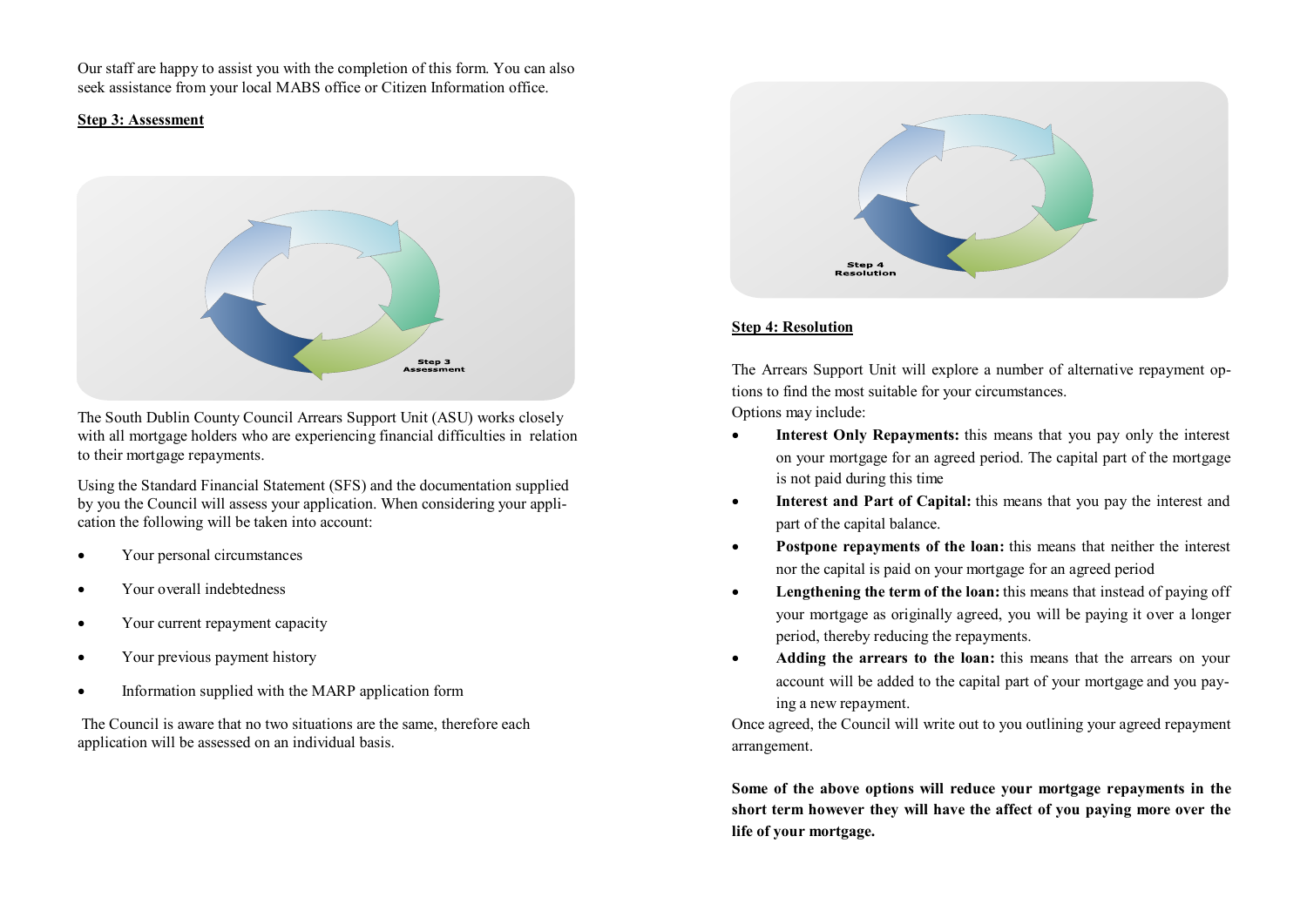Our staff are happy to assist you with the completion of this form. You can also seek assistance from your local MABS office or Citizen Information office.

**Step 3: Assessment**

Step 3
Assessment

The South Dublin County Council Arrears Support Unit (ASU) works closely with all mortgage holders who are experiencing financial difficulties in relation to their mortgage repayments.

Using the Standard Financial Statement (SFS) and the documentation supplied by you the Council will assess your application. When considering your application the following will be taken into account:

- Your personal circumstances
- Your overall indebtedness
- Your current repayment capacity
- Your previous payment history
- Information supplied with the MARP application form

The Council is aware that no two situations are the same, therefore each application will be assessed on an individual basis.

Step 4
Resolution

**Step 4: Resolution**

The Arrears Support Unit will explore a number of alternative repayment options to find the most suitable for your circumstances.
Options may include:

- **Interest Only Repayments:** this means that you pay only the interest on your mortgage for an agreed period. The capital part of the mortgage is not paid during this time
- **Interest and Part of Capital:** this means that you pay the interest and part of the capital balance.
- **Postpone repayments of the loan:** this means that neither the interest nor the capital is paid on your mortgage for an agreed period
- **Lengthening the term of the loan:** this means that instead of paying off your mortgage as originally agreed, you will be paying it over a longer period, thereby reducing the repayments.
- **Adding the arrears to the loan:** this means that the arrears on your account will be added to the capital part of your mortgage and you paying a new repayment.

Once agreed, the Council will write out to you outlining your agreed repayment arrangement.

**Some of the above options will reduce your mortgage repayments in the short term however they will have the affect of you paying more over the life of your mortgage.**